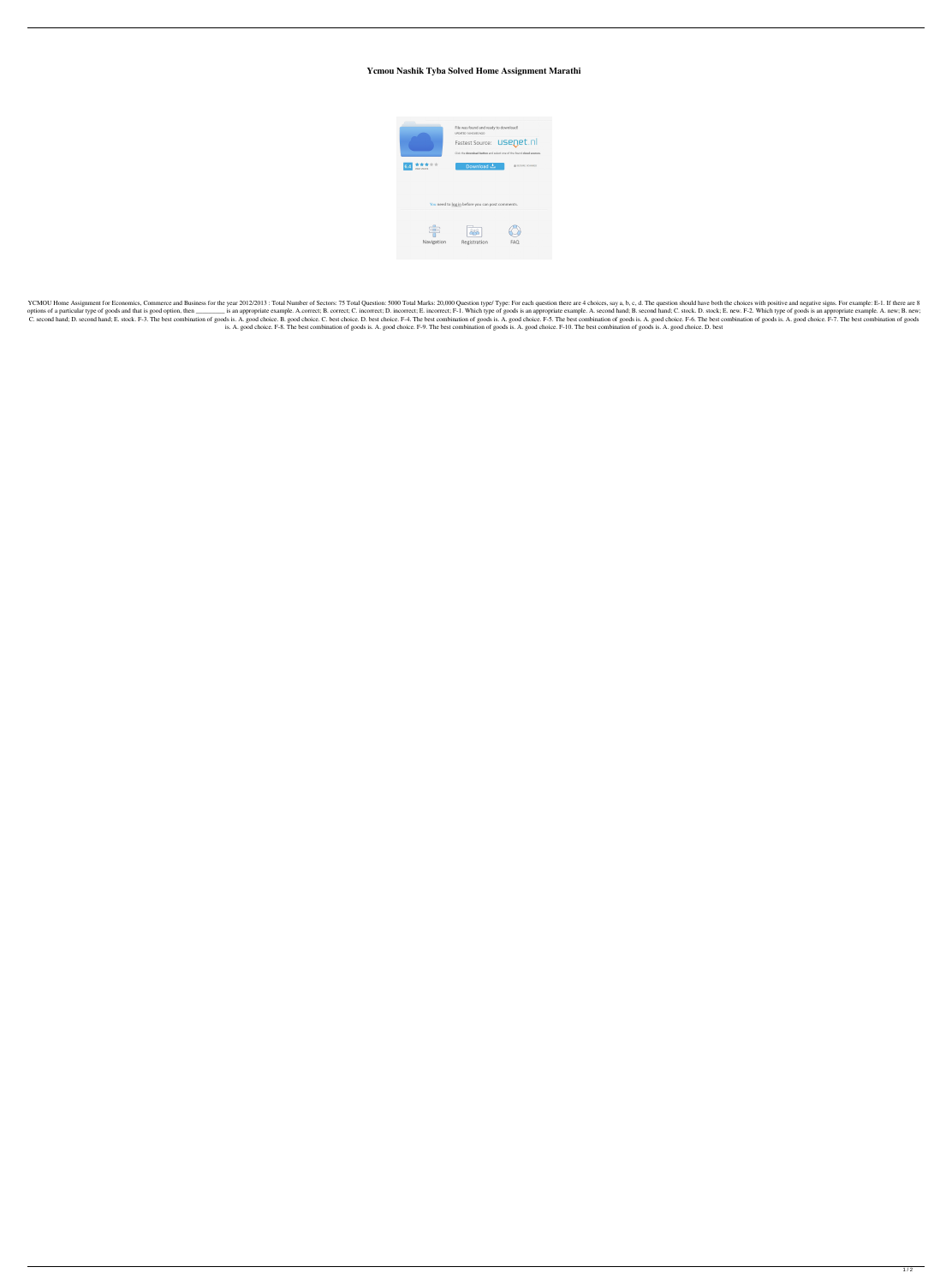# Ycmou Nashik Tyba Solved Home Assignment Marathi

YCMOU Home Assignment for Economics, Commerce and Business for the year 2012/2013 : Total Number of Sectors: 75 Total Question: 5000 Total Marks: 20,000 Question type/ Type: For each question there are 4 choices, say a, b, c, d. The question should have both the choices with positive and negative signs. For example: E-1. If there are 8 options of a particular type of goods and that is good option, then _________ is an appropriate example. A.correct; B. correct; C. incorrect; D. incorrect; E. incorrect; F-1. Which type of goods is an appropriate example. A. second hand; B. second hand; C. stock. D. stock; E. new. F-2. Which type of goods is an appropriate example. A. new; B. new; C. second hand; D. second hand; E. stock. F-3. The best combination of goods is. A. good choice. B. good choice. C. best choice. D. best choice. F-4. The best combination of goods is. A. good choice. F-5. The best combination of goods is. A. good choice. F-6. The best combination of goods is. A. good choice. F-7. The best combination of goods is. A. good choice. F-8. The best combination of goods is. A. good choice. F-9. The best combination of goods is. A. good choice. F-10. The best combination of goods is. A. good choice. D. best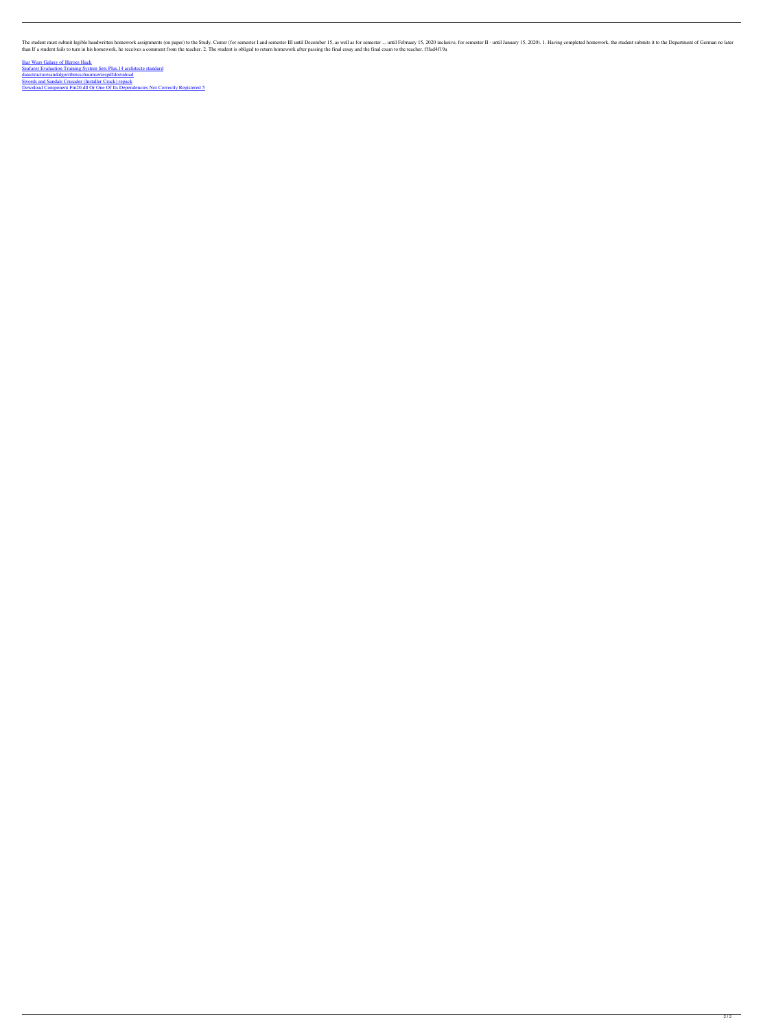The student must submit legible handwritten homework assignments (on paper) to the Study. Center (for semester I and semester III until December 15, as well as for semester ... until February 15, 2020 inclusive, for semester II - until January 15, 2020). 1. Having completed homework, the student submits it to the Department of German no later than If a student fails to turn in his homework, he receives a comment from the teacher. 2. The student is obliged to return homework after passing the final essay and the final exam to the teacher. fffad4f19a

Star Wars Galaxy of Heroes Hack
Seafarer Evaluation Training System Sets Plus.14 architecte standard
datastructuresandalgorithmsschaumseriespdfdownload
Swords and Sandals Crusader (Installer Crack) repack
Download Component Fm20.dll Or One Of Its Dependencies Not Correctly Registered 5